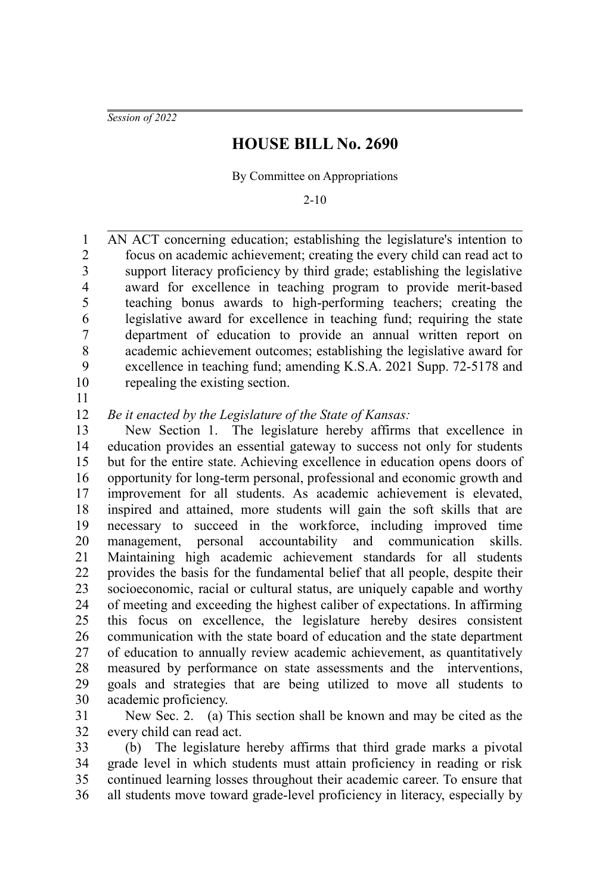*Session of 2022*

# HOUSE BILL No. 2690

By Committee on Appropriations

2-10

AN ACT concerning education; establishing the legislature's intention to focus on academic achievement; creating the every child can read act to support literacy proficiency by third grade; establishing the legislative award for excellence in teaching program to provide merit-based teaching bonus awards to high-performing teachers; creating the legislative award for excellence in teaching fund; requiring the state department of education to provide an annual written report on academic achievement outcomes; establishing the legislative award for excellence in teaching fund; amending K.S.A. 2021 Supp. 72-5178 and repealing the existing section.

*Be it enacted by the Legislature of the State of Kansas:*

New Section 1. The legislature hereby affirms that excellence in education provides an essential gateway to success not only for students but for the entire state. Achieving excellence in education opens doors of opportunity for long-term personal, professional and economic growth and improvement for all students. As academic achievement is elevated, inspired and attained, more students will gain the soft skills that are necessary to succeed in the workforce, including improved time management, personal accountability and communication skills. Maintaining high academic achievement standards for all students provides the basis for the fundamental belief that all people, despite their socioeconomic, racial or cultural status, are uniquely capable and worthy of meeting and exceeding the highest caliber of expectations. In affirming this focus on excellence, the legislature hereby desires consistent communication with the state board of education and the state department of education to annually review academic achievement, as quantitatively measured by performance on state assessments and the interventions, goals and strategies that are being utilized to move all students to academic proficiency.

New Sec. 2. (a) This section shall be known and may be cited as the every child can read act.

(b) The legislature hereby affirms that third grade marks a pivotal grade level in which students must attain proficiency in reading or risk continued learning losses throughout their academic career. To ensure that all students move toward grade-level proficiency in literacy, especially by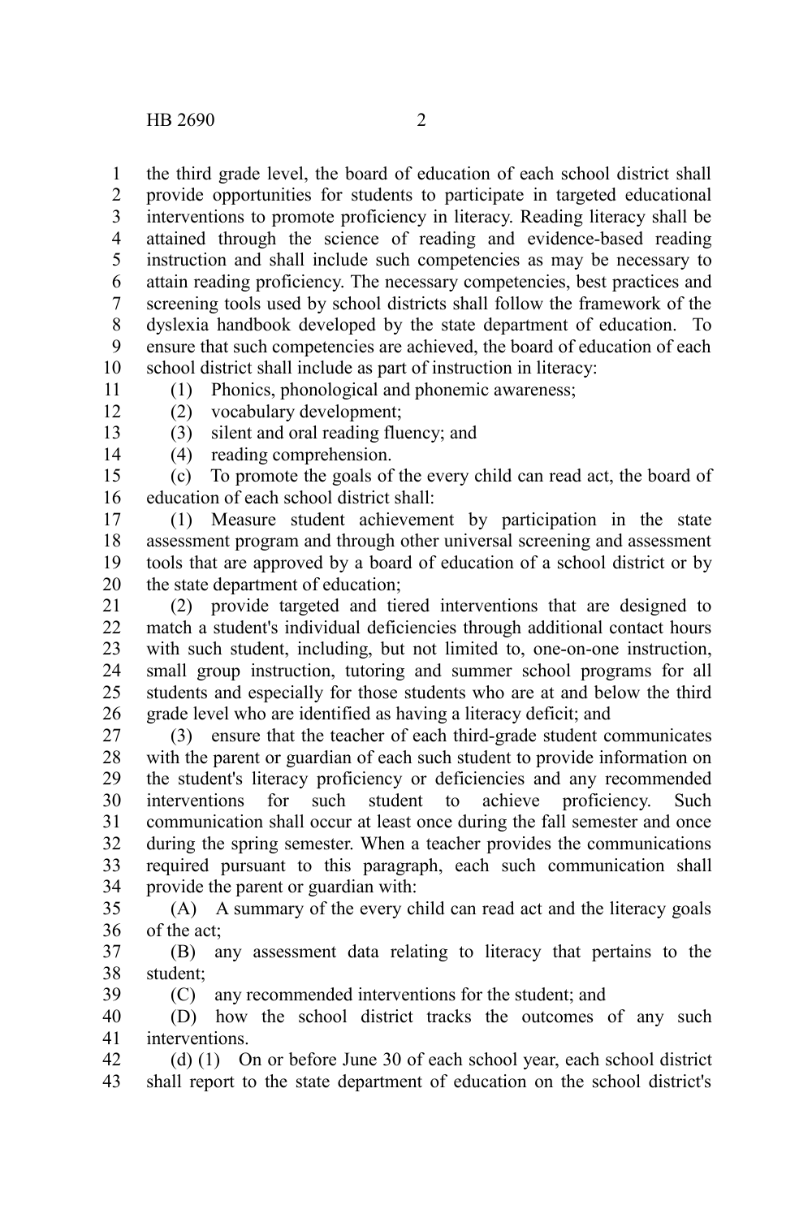the third grade level, the board of education of each school district shall provide opportunities for students to participate in targeted educational interventions to promote proficiency in literacy. Reading literacy shall be attained through the science of reading and evidence-based reading instruction and shall include such competencies as may be necessary to attain reading proficiency. The necessary competencies, best practices and screening tools used by school districts shall follow the framework of the dyslexia handbook developed by the state department of education. To ensure that such competencies are achieved, the board of education of each school district shall include as part of instruction in literacy:

(1) Phonics, phonological and phonemic awareness;

(2) vocabulary development;

(3) silent and oral reading fluency; and

(4) reading comprehension.

(c) To promote the goals of the every child can read act, the board of education of each school district shall:

(1) Measure student achievement by participation in the state assessment program and through other universal screening and assessment tools that are approved by a board of education of a school district or by the state department of education;

(2) provide targeted and tiered interventions that are designed to match a student's individual deficiencies through additional contact hours with such student, including, but not limited to, one-on-one instruction, small group instruction, tutoring and summer school programs for all students and especially for those students who are at and below the third grade level who are identified as having a literacy deficit; and

(3) ensure that the teacher of each third-grade student communicates with the parent or guardian of each such student to provide information on the student's literacy proficiency or deficiencies and any recommended interventions for such student to achieve proficiency. Such communication shall occur at least once during the fall semester and once during the spring semester. When a teacher provides the communications required pursuant to this paragraph, each such communication shall provide the parent or guardian with:

(A) A summary of the every child can read act and the literacy goals of the act;

(B) any assessment data relating to literacy that pertains to the student;

(C) any recommended interventions for the student; and

(D) how the school district tracks the outcomes of any such interventions.

(d) (1) On or before June 30 of each school year, each school district shall report to the state department of education on the school district's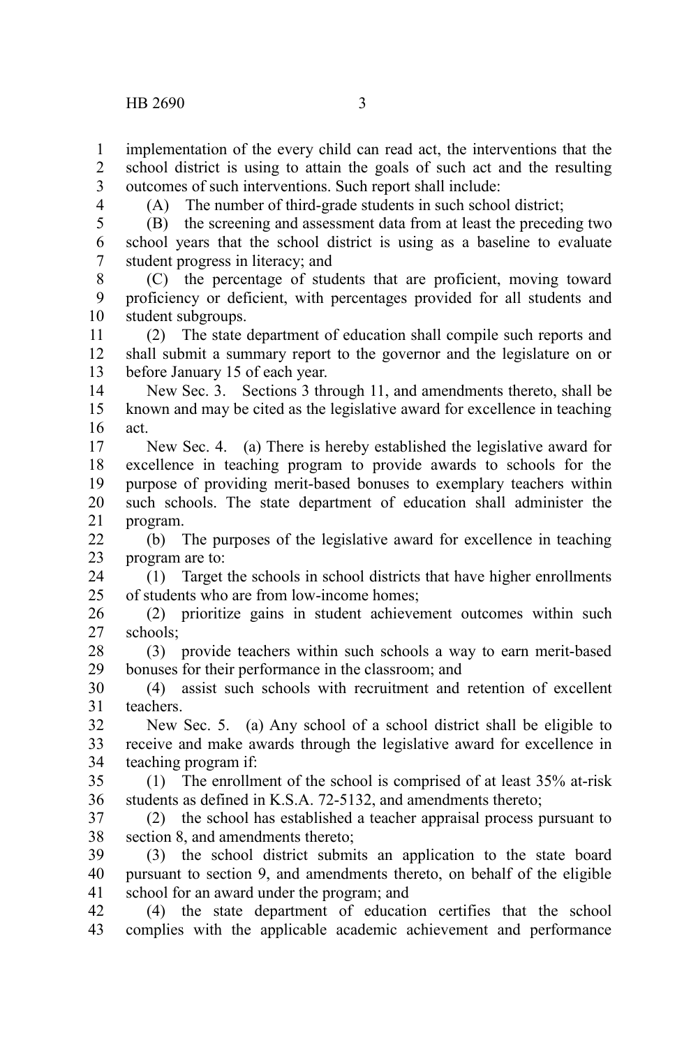implementation of the every child can read act, the interventions that the school district is using to attain the goals of such act and the resulting outcomes of such interventions. Such report shall include:

(A) The number of third-grade students in such school district;

(B) the screening and assessment data from at least the preceding two school years that the school district is using as a baseline to evaluate student progress in literacy; and

(C) the percentage of students that are proficient, moving toward proficiency or deficient, with percentages provided for all students and student subgroups.

(2) The state department of education shall compile such reports and shall submit a summary report to the governor and the legislature on or before January 15 of each year.

New Sec. 3. Sections 3 through 11, and amendments thereto, shall be known and may be cited as the legislative award for excellence in teaching act.

New Sec. 4. (a) There is hereby established the legislative award for excellence in teaching program to provide awards to schools for the purpose of providing merit-based bonuses to exemplary teachers within such schools. The state department of education shall administer the program.

(b) The purposes of the legislative award for excellence in teaching program are to:

(1) Target the schools in school districts that have higher enrollments of students who are from low-income homes;

(2) prioritize gains in student achievement outcomes within such schools;

(3) provide teachers within such schools a way to earn merit-based bonuses for their performance in the classroom; and

(4) assist such schools with recruitment and retention of excellent teachers.

New Sec. 5. (a) Any school of a school district shall be eligible to receive and make awards through the legislative award for excellence in teaching program if:

(1) The enrollment of the school is comprised of at least 35% at-risk students as defined in K.S.A. 72-5132, and amendments thereto;

(2) the school has established a teacher appraisal process pursuant to section 8, and amendments thereto;

(3) the school district submits an application to the state board pursuant to section 9, and amendments thereto, on behalf of the eligible school for an award under the program; and

(4) the state department of education certifies that the school complies with the applicable academic achievement and performance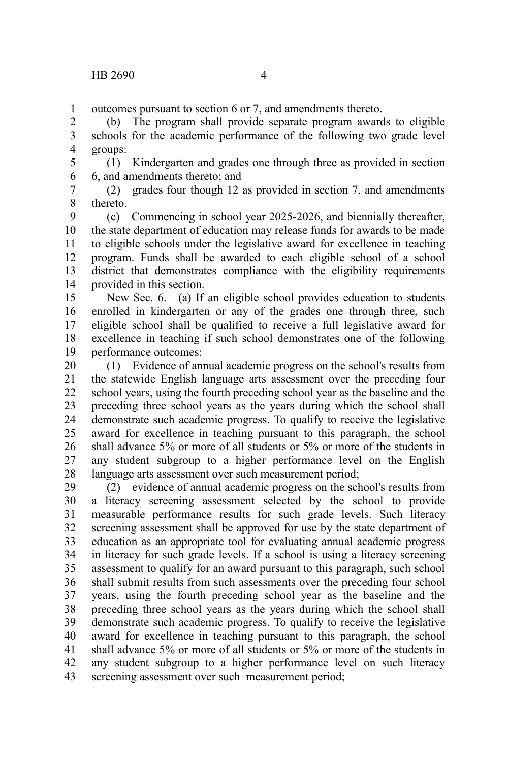outcomes pursuant to section 6 or 7, and amendments thereto.

(b) The program shall provide separate program awards to eligible schools for the academic performance of the following two grade level groups:

(1) Kindergarten and grades one through three as provided in section 6, and amendments thereto; and

(2) grades four though 12 as provided in section 7, and amendments thereto.

(c) Commencing in school year 2025-2026, and biennially thereafter, the state department of education may release funds for awards to be made to eligible schools under the legislative award for excellence in teaching program. Funds shall be awarded to each eligible school of a school district that demonstrates compliance with the eligibility requirements provided in this section.

New Sec. 6. (a) If an eligible school provides education to students enrolled in kindergarten or any of the grades one through three, such eligible school shall be qualified to receive a full legislative award for excellence in teaching if such school demonstrates one of the following performance outcomes:

(1) Evidence of annual academic progress on the school's results from the statewide English language arts assessment over the preceding four school years, using the fourth preceding school year as the baseline and the preceding three school years as the years during which the school shall demonstrate such academic progress. To qualify to receive the legislative award for excellence in teaching pursuant to this paragraph, the school shall advance 5% or more of all students or 5% or more of the students in any student subgroup to a higher performance level on the English language arts assessment over such measurement period;

(2) evidence of annual academic progress on the school's results from a literacy screening assessment selected by the school to provide measurable performance results for such grade levels. Such literacy screening assessment shall be approved for use by the state department of education as an appropriate tool for evaluating annual academic progress in literacy for such grade levels. If a school is using a literacy screening assessment to qualify for an award pursuant to this paragraph, such school shall submit results from such assessments over the preceding four school years, using the fourth preceding school year as the baseline and the preceding three school years as the years during which the school shall demonstrate such academic progress. To qualify to receive the legislative award for excellence in teaching pursuant to this paragraph, the school shall advance 5% or more of all students or 5% or more of the students in any student subgroup to a higher performance level on such literacy screening assessment over such measurement period;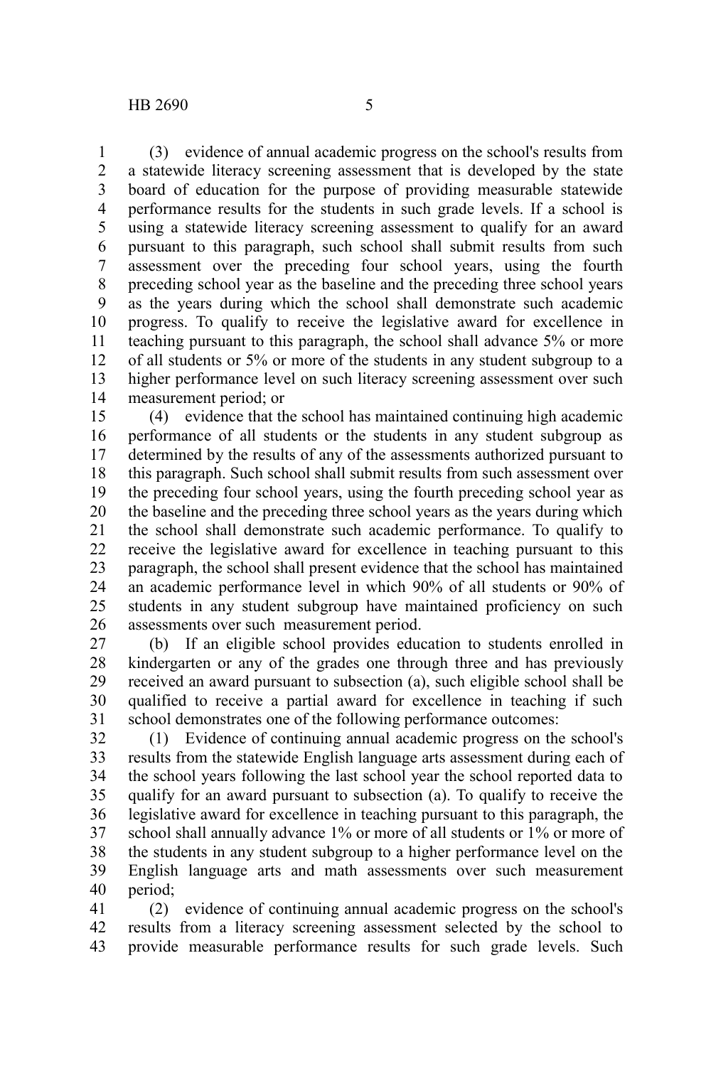(3) evidence of annual academic progress on the school's results from a statewide literacy screening assessment that is developed by the state board of education for the purpose of providing measurable statewide performance results for the students in such grade levels. If a school is using a statewide literacy screening assessment to qualify for an award pursuant to this paragraph, such school shall submit results from such assessment over the preceding four school years, using the fourth preceding school year as the baseline and the preceding three school years as the years during which the school shall demonstrate such academic progress. To qualify to receive the legislative award for excellence in teaching pursuant to this paragraph, the school shall advance 5% or more of all students or 5% or more of the students in any student subgroup to a higher performance level on such literacy screening assessment over such measurement period; or

(4) evidence that the school has maintained continuing high academic performance of all students or the students in any student subgroup as determined by the results of any of the assessments authorized pursuant to this paragraph. Such school shall submit results from such assessment over the preceding four school years, using the fourth preceding school year as the baseline and the preceding three school years as the years during which the school shall demonstrate such academic performance. To qualify to receive the legislative award for excellence in teaching pursuant to this paragraph, the school shall present evidence that the school has maintained an academic performance level in which 90% of all students or 90% of students in any student subgroup have maintained proficiency on such assessments over such measurement period.

(b) If an eligible school provides education to students enrolled in kindergarten or any of the grades one through three and has previously received an award pursuant to subsection (a), such eligible school shall be qualified to receive a partial award for excellence in teaching if such school demonstrates one of the following performance outcomes:

(1) Evidence of continuing annual academic progress on the school's results from the statewide English language arts assessment during each of the school years following the last school year the school reported data to qualify for an award pursuant to subsection (a). To qualify to receive the legislative award for excellence in teaching pursuant to this paragraph, the school shall annually advance 1% or more of all students or 1% or more of the students in any student subgroup to a higher performance level on the English language arts and math assessments over such measurement period;

(2) evidence of continuing annual academic progress on the school's results from a literacy screening assessment selected by the school to provide measurable performance results for such grade levels. Such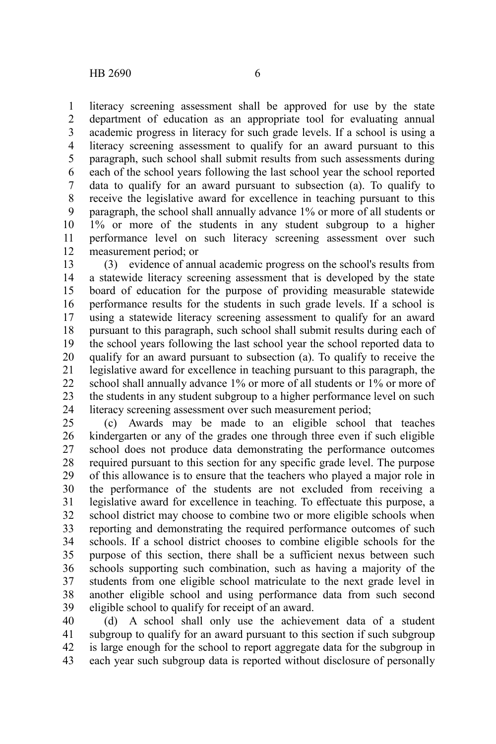literacy screening assessment shall be approved for use by the state department of education as an appropriate tool for evaluating annual academic progress in literacy for such grade levels. If a school is using a literacy screening assessment to qualify for an award pursuant to this paragraph, such school shall submit results from such assessments during each of the school years following the last school year the school reported data to qualify for an award pursuant to subsection (a). To qualify to receive the legislative award for excellence in teaching pursuant to this paragraph, the school shall annually advance 1% or more of all students or 1% or more of the students in any student subgroup to a higher performance level on such literacy screening assessment over such measurement period; or

(3) evidence of annual academic progress on the school's results from a statewide literacy screening assessment that is developed by the state board of education for the purpose of providing measurable statewide performance results for the students in such grade levels. If a school is using a statewide literacy screening assessment to qualify for an award pursuant to this paragraph, such school shall submit results during each of the school years following the last school year the school reported data to qualify for an award pursuant to subsection (a). To qualify to receive the legislative award for excellence in teaching pursuant to this paragraph, the school shall annually advance 1% or more of all students or 1% or more of the students in any student subgroup to a higher performance level on such literacy screening assessment over such measurement period;

(c) Awards may be made to an eligible school that teaches kindergarten or any of the grades one through three even if such eligible school does not produce data demonstrating the performance outcomes required pursuant to this section for any specific grade level. The purpose of this allowance is to ensure that the teachers who played a major role in the performance of the students are not excluded from receiving a legislative award for excellence in teaching. To effectuate this purpose, a school district may choose to combine two or more eligible schools when reporting and demonstrating the required performance outcomes of such schools. If a school district chooses to combine eligible schools for the purpose of this section, there shall be a sufficient nexus between such schools supporting such combination, such as having a majority of the students from one eligible school matriculate to the next grade level in another eligible school and using performance data from such second eligible school to qualify for receipt of an award.

(d) A school shall only use the achievement data of a student subgroup to qualify for an award pursuant to this section if such subgroup is large enough for the school to report aggregate data for the subgroup in each year such subgroup data is reported without disclosure of personally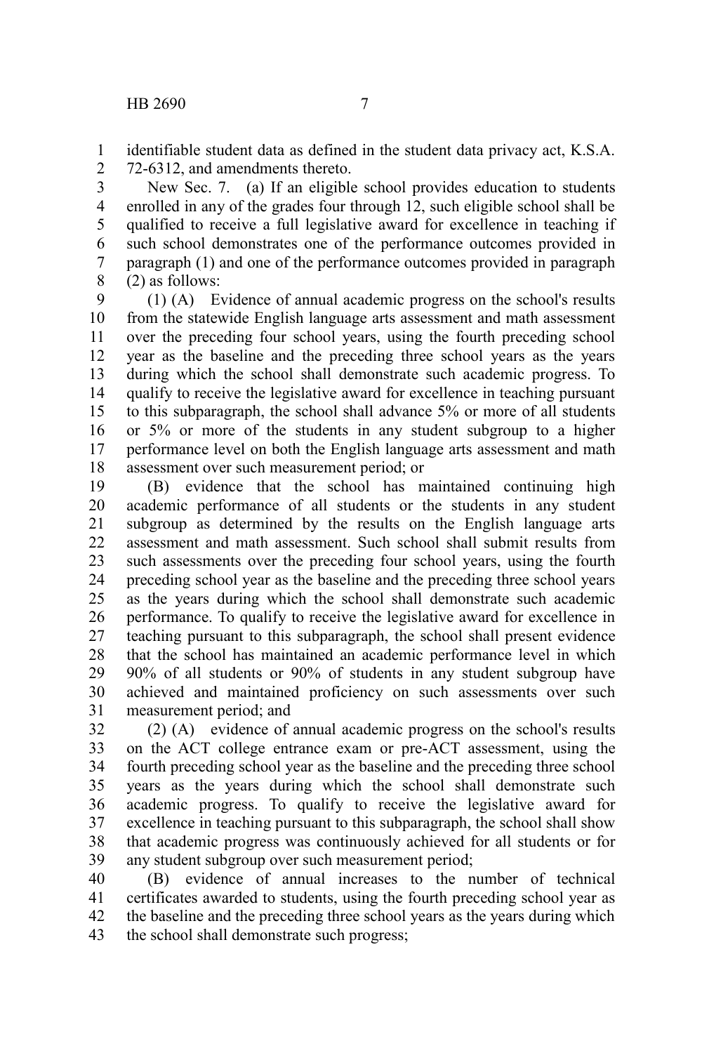identifiable student data as defined in the student data privacy act, K.S.A. 72-6312, and amendments thereto.

New Sec. 7. (a) If an eligible school provides education to students enrolled in any of the grades four through 12, such eligible school shall be qualified to receive a full legislative award for excellence in teaching if such school demonstrates one of the performance outcomes provided in paragraph (1) and one of the performance outcomes provided in paragraph (2) as follows:

(1) (A) Evidence of annual academic progress on the school's results from the statewide English language arts assessment and math assessment over the preceding four school years, using the fourth preceding school year as the baseline and the preceding three school years as the years during which the school shall demonstrate such academic progress. To qualify to receive the legislative award for excellence in teaching pursuant to this subparagraph, the school shall advance 5% or more of all students or 5% or more of the students in any student subgroup to a higher performance level on both the English language arts assessment and math assessment over such measurement period; or

(B) evidence that the school has maintained continuing high academic performance of all students or the students in any student subgroup as determined by the results on the English language arts assessment and math assessment. Such school shall submit results from such assessments over the preceding four school years, using the fourth preceding school year as the baseline and the preceding three school years as the years during which the school shall demonstrate such academic performance. To qualify to receive the legislative award for excellence in teaching pursuant to this subparagraph, the school shall present evidence that the school has maintained an academic performance level in which 90% of all students or 90% of students in any student subgroup have achieved and maintained proficiency on such assessments over such measurement period; and

(2) (A) evidence of annual academic progress on the school's results on the ACT college entrance exam or pre-ACT assessment, using the fourth preceding school year as the baseline and the preceding three school years as the years during which the school shall demonstrate such academic progress. To qualify to receive the legislative award for excellence in teaching pursuant to this subparagraph, the school shall show that academic progress was continuously achieved for all students or for any student subgroup over such measurement period;

(B) evidence of annual increases to the number of technical certificates awarded to students, using the fourth preceding school year as the baseline and the preceding three school years as the years during which the school shall demonstrate such progress;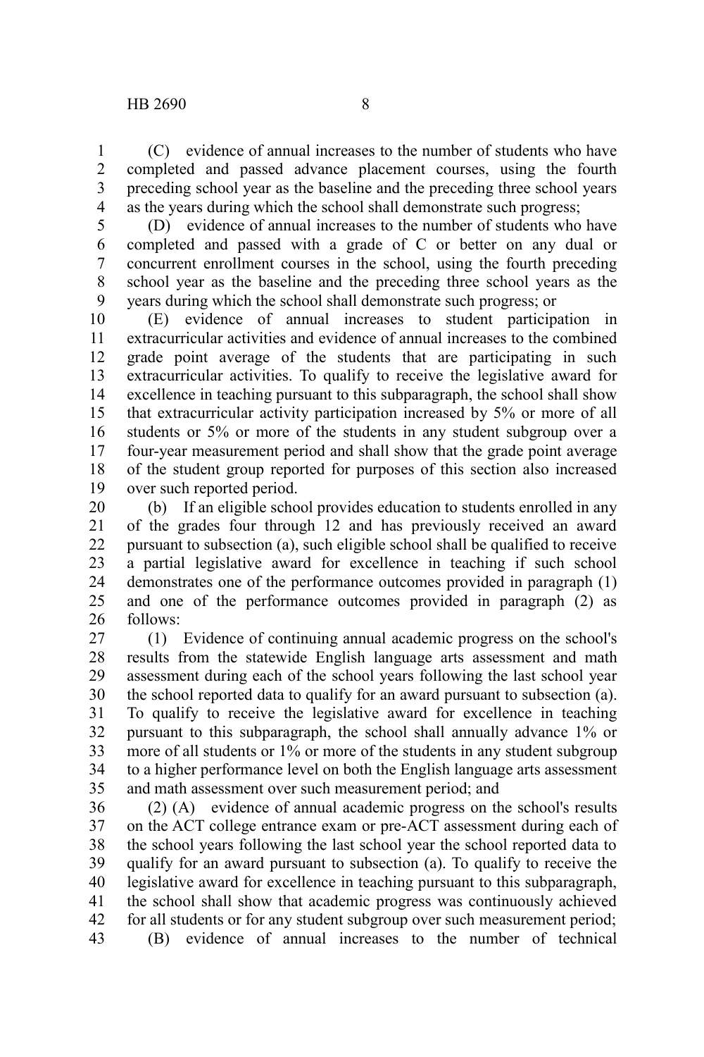(C) evidence of annual increases to the number of students who have completed and passed advance placement courses, using the fourth preceding school year as the baseline and the preceding three school years as the years during which the school shall demonstrate such progress;

(D) evidence of annual increases to the number of students who have completed and passed with a grade of C or better on any dual or concurrent enrollment courses in the school, using the fourth preceding school year as the baseline and the preceding three school years as the years during which the school shall demonstrate such progress; or

(E) evidence of annual increases to student participation in extracurricular activities and evidence of annual increases to the combined grade point average of the students that are participating in such extracurricular activities. To qualify to receive the legislative award for excellence in teaching pursuant to this subparagraph, the school shall show that extracurricular activity participation increased by 5% or more of all students or 5% or more of the students in any student subgroup over a four-year measurement period and shall show that the grade point average of the student group reported for purposes of this section also increased over such reported period.

(b) If an eligible school provides education to students enrolled in any of the grades four through 12 and has previously received an award pursuant to subsection (a), such eligible school shall be qualified to receive a partial legislative award for excellence in teaching if such school demonstrates one of the performance outcomes provided in paragraph (1) and one of the performance outcomes provided in paragraph (2) as follows:

(1) Evidence of continuing annual academic progress on the school's results from the statewide English language arts assessment and math assessment during each of the school years following the last school year the school reported data to qualify for an award pursuant to subsection (a). To qualify to receive the legislative award for excellence in teaching pursuant to this subparagraph, the school shall annually advance 1% or more of all students or 1% or more of the students in any student subgroup to a higher performance level on both the English language arts assessment and math assessment over such measurement period; and

(2) (A) evidence of annual academic progress on the school's results on the ACT college entrance exam or pre-ACT assessment during each of the school years following the last school year the school reported data to qualify for an award pursuant to subsection (a). To qualify to receive the legislative award for excellence in teaching pursuant to this subparagraph, the school shall show that academic progress was continuously achieved for all students or for any student subgroup over such measurement period;

(B) evidence of annual increases to the number of technical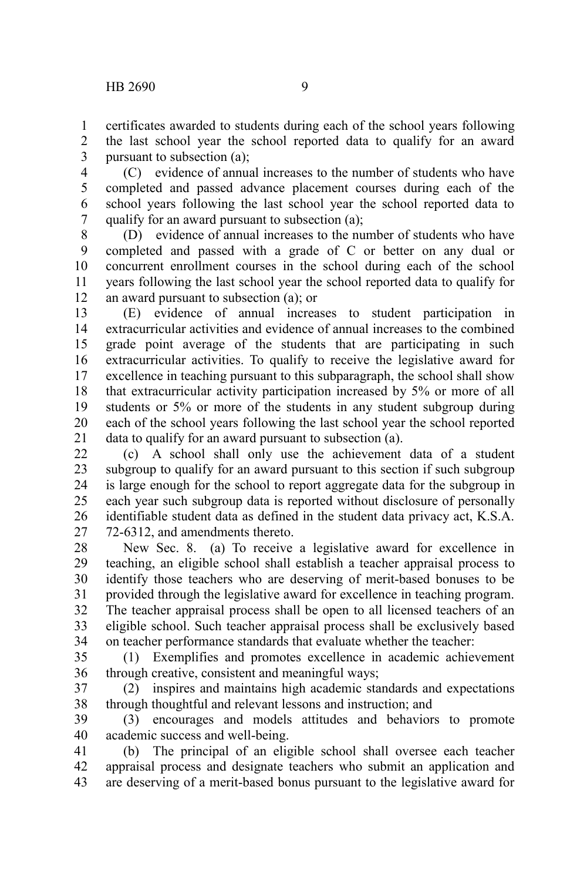certificates awarded to students during each of the school years following the last school year the school reported data to qualify for an award pursuant to subsection (a);

(C) evidence of annual increases to the number of students who have completed and passed advance placement courses during each of the school years following the last school year the school reported data to qualify for an award pursuant to subsection (a);

(D) evidence of annual increases to the number of students who have completed and passed with a grade of C or better on any dual or concurrent enrollment courses in the school during each of the school years following the last school year the school reported data to qualify for an award pursuant to subsection (a); or

(E) evidence of annual increases to student participation in extracurricular activities and evidence of annual increases to the combined grade point average of the students that are participating in such extracurricular activities. To qualify to receive the legislative award for excellence in teaching pursuant to this subparagraph, the school shall show that extracurricular activity participation increased by 5% or more of all students or 5% or more of the students in any student subgroup during each of the school years following the last school year the school reported data to qualify for an award pursuant to subsection (a).

(c) A school shall only use the achievement data of a student subgroup to qualify for an award pursuant to this section if such subgroup is large enough for the school to report aggregate data for the subgroup in each year such subgroup data is reported without disclosure of personally identifiable student data as defined in the student data privacy act, K.S.A. 72-6312, and amendments thereto.

New Sec. 8. (a) To receive a legislative award for excellence in teaching, an eligible school shall establish a teacher appraisal process to identify those teachers who are deserving of merit-based bonuses to be provided through the legislative award for excellence in teaching program. The teacher appraisal process shall be open to all licensed teachers of an eligible school. Such teacher appraisal process shall be exclusively based on teacher performance standards that evaluate whether the teacher:

(1) Exemplifies and promotes excellence in academic achievement through creative, consistent and meaningful ways;

(2) inspires and maintains high academic standards and expectations through thoughtful and relevant lessons and instruction; and

(3) encourages and models attitudes and behaviors to promote academic success and well-being.

(b) The principal of an eligible school shall oversee each teacher appraisal process and designate teachers who submit an application and are deserving of a merit-based bonus pursuant to the legislative award for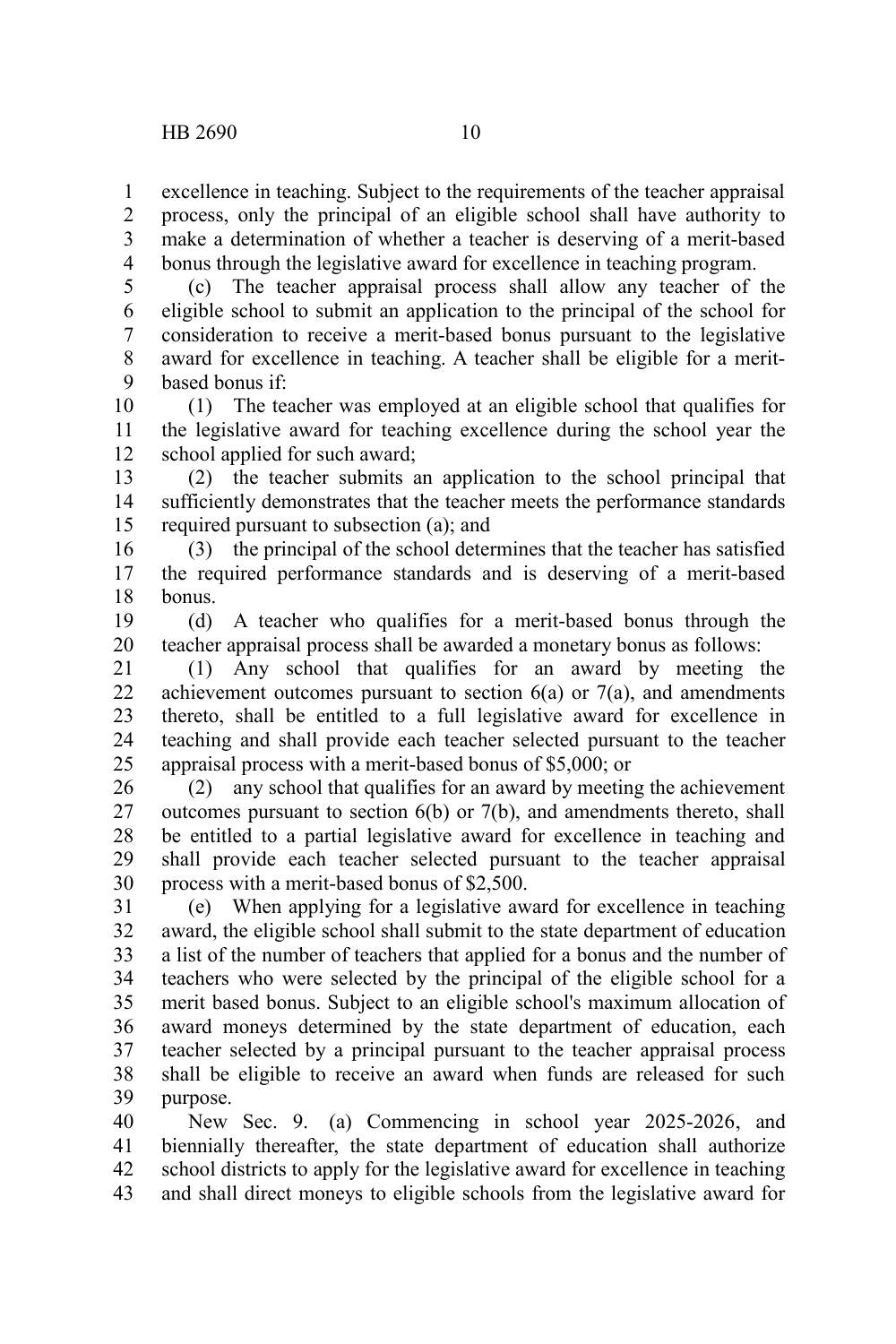excellence in teaching. Subject to the requirements of the teacher appraisal process, only the principal of an eligible school shall have authority to make a determination of whether a teacher is deserving of a merit-based bonus through the legislative award for excellence in teaching program.

(c) The teacher appraisal process shall allow any teacher of the eligible school to submit an application to the principal of the school for consideration to receive a merit-based bonus pursuant to the legislative award for excellence in teaching. A teacher shall be eligible for a merit-based bonus if:

(1) The teacher was employed at an eligible school that qualifies for the legislative award for teaching excellence during the school year the school applied for such award;

(2) the teacher submits an application to the school principal that sufficiently demonstrates that the teacher meets the performance standards required pursuant to subsection (a); and

(3) the principal of the school determines that the teacher has satisfied the required performance standards and is deserving of a merit-based bonus.

(d) A teacher who qualifies for a merit-based bonus through the teacher appraisal process shall be awarded a monetary bonus as follows:

(1) Any school that qualifies for an award by meeting the achievement outcomes pursuant to section 6(a) or 7(a), and amendments thereto, shall be entitled to a full legislative award for excellence in teaching and shall provide each teacher selected pursuant to the teacher appraisal process with a merit-based bonus of $5,000; or

(2) any school that qualifies for an award by meeting the achievement outcomes pursuant to section 6(b) or 7(b), and amendments thereto, shall be entitled to a partial legislative award for excellence in teaching and shall provide each teacher selected pursuant to the teacher appraisal process with a merit-based bonus of $2,500.

(e) When applying for a legislative award for excellence in teaching award, the eligible school shall submit to the state department of education a list of the number of teachers that applied for a bonus and the number of teachers who were selected by the principal of the eligible school for a merit based bonus. Subject to an eligible school's maximum allocation of award moneys determined by the state department of education, each teacher selected by a principal pursuant to the teacher appraisal process shall be eligible to receive an award when funds are released for such purpose.

New Sec. 9. (a) Commencing in school year 2025-2026, and biennially thereafter, the state department of education shall authorize school districts to apply for the legislative award for excellence in teaching and shall direct moneys to eligible schools from the legislative award for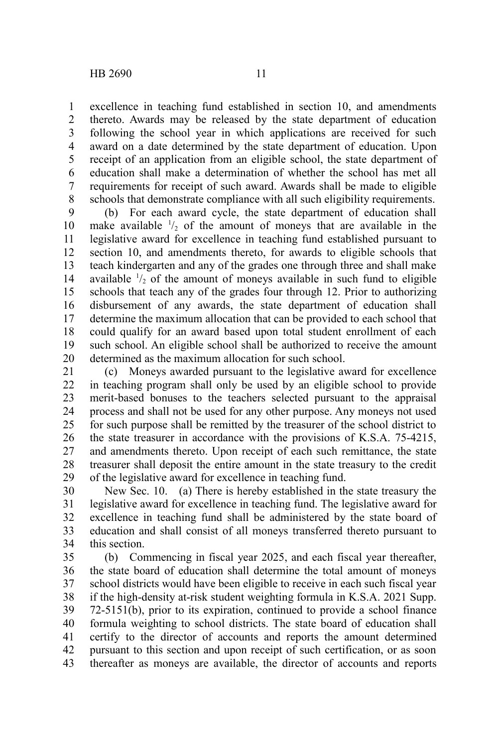excellence in teaching fund established in section 10, and amendments thereto. Awards may be released by the state department of education following the school year in which applications are received for such award on a date determined by the state department of education. Upon receipt of an application from an eligible school, the state department of education shall make a determination of whether the school has met all requirements for receipt of such award. Awards shall be made to eligible schools that demonstrate compliance with all such eligibility requirements.

(b) For each award cycle, the state department of education shall make available $^1/_2$ of the amount of moneys that are available in the legislative award for excellence in teaching fund established pursuant to section 10, and amendments thereto, for awards to eligible schools that teach kindergarten and any of the grades one through three and shall make available $^1/_2$ of the amount of moneys available in such fund to eligible schools that teach any of the grades four through 12. Prior to authorizing disbursement of any awards, the state department of education shall determine the maximum allocation that can be provided to each school that could qualify for an award based upon total student enrollment of each such school. An eligible school shall be authorized to receive the amount determined as the maximum allocation for such school.

(c) Moneys awarded pursuant to the legislative award for excellence in teaching program shall only be used by an eligible school to provide merit-based bonuses to the teachers selected pursuant to the appraisal process and shall not be used for any other purpose. Any moneys not used for such purpose shall be remitted by the treasurer of the school district to the state treasurer in accordance with the provisions of K.S.A. 75-4215, and amendments thereto. Upon receipt of each such remittance, the state treasurer shall deposit the entire amount in the state treasury to the credit of the legislative award for excellence in teaching fund.

New Sec. 10. (a) There is hereby established in the state treasury the legislative award for excellence in teaching fund. The legislative award for excellence in teaching fund shall be administered by the state board of education and shall consist of all moneys transferred thereto pursuant to this section.

(b) Commencing in fiscal year 2025, and each fiscal year thereafter, the state board of education shall determine the total amount of moneys school districts would have been eligible to receive in each such fiscal year if the high-density at-risk student weighting formula in K.S.A. 2021 Supp. 72-5151(b), prior to its expiration, continued to provide a school finance formula weighting to school districts. The state board of education shall certify to the director of accounts and reports the amount determined pursuant to this section and upon receipt of such certification, or as soon thereafter as moneys are available, the director of accounts and reports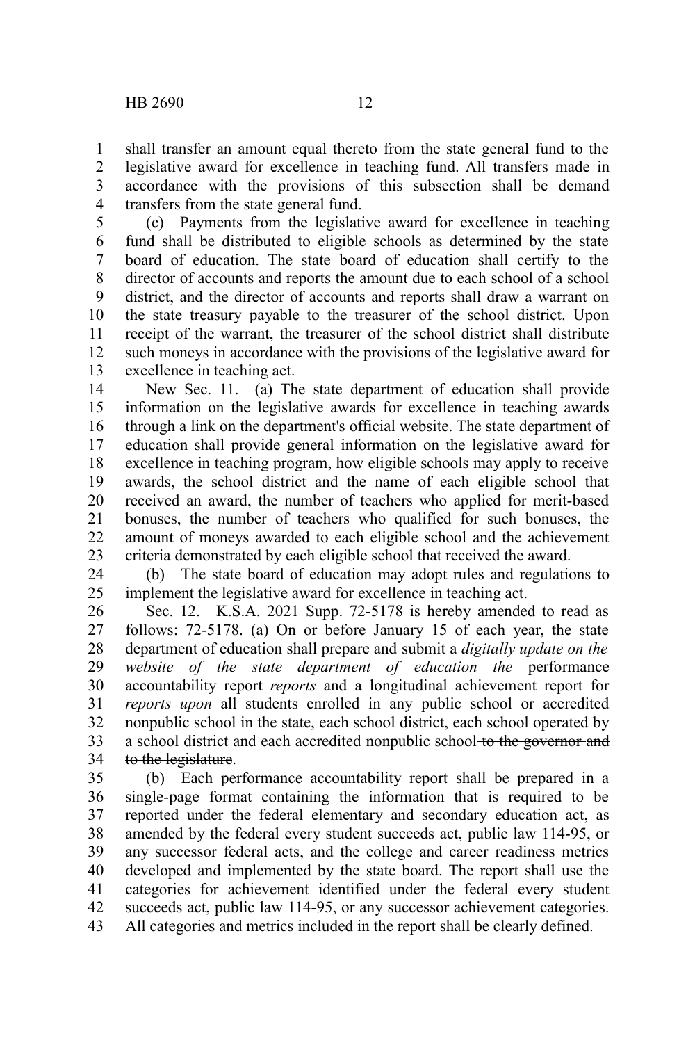shall transfer an amount equal thereto from the state general fund to the legislative award for excellence in teaching fund. All transfers made in accordance with the provisions of this subsection shall be demand transfers from the state general fund.

(c) Payments from the legislative award for excellence in teaching fund shall be distributed to eligible schools as determined by the state board of education. The state board of education shall certify to the director of accounts and reports the amount due to each school of a school district, and the director of accounts and reports shall draw a warrant on the state treasury payable to the treasurer of the school district. Upon receipt of the warrant, the treasurer of the school district shall distribute such moneys in accordance with the provisions of the legislative award for excellence in teaching act.

New Sec. 11. (a) The state department of education shall provide information on the legislative awards for excellence in teaching awards through a link on the department's official website. The state department of education shall provide general information on the legislative award for excellence in teaching program, how eligible schools may apply to receive awards, the school district and the name of each eligible school that received an award, the number of teachers who applied for merit-based bonuses, the number of teachers who qualified for such bonuses, the amount of moneys awarded to each eligible school and the achievement criteria demonstrated by each eligible school that received the award.

(b) The state board of education may adopt rules and regulations to implement the legislative award for excellence in teaching act.

Sec. 12. K.S.A. 2021 Supp. 72-5178 is hereby amended to read as follows: 72-5178. (a) On or before January 15 of each year, the state department of education shall prepare and ~~submit a~~ *digitally update on the website of the state department of education the* performance accountability ~~report~~ *reports* and ~~a~~ longitudinal achievement ~~report for~~ *reports upon* all students enrolled in any public school or accredited nonpublic school in the state, each school district, each school operated by a school district and each accredited nonpublic school ~~to the governor and to the legislature~~.

(b) Each performance accountability report shall be prepared in a single-page format containing the information that is required to be reported under the federal elementary and secondary education act, as amended by the federal every student succeeds act, public law 114-95, or any successor federal acts, and the college and career readiness metrics developed and implemented by the state board. The report shall use the categories for achievement identified under the federal every student succeeds act, public law 114-95, or any successor achievement categories. All categories and metrics included in the report shall be clearly defined.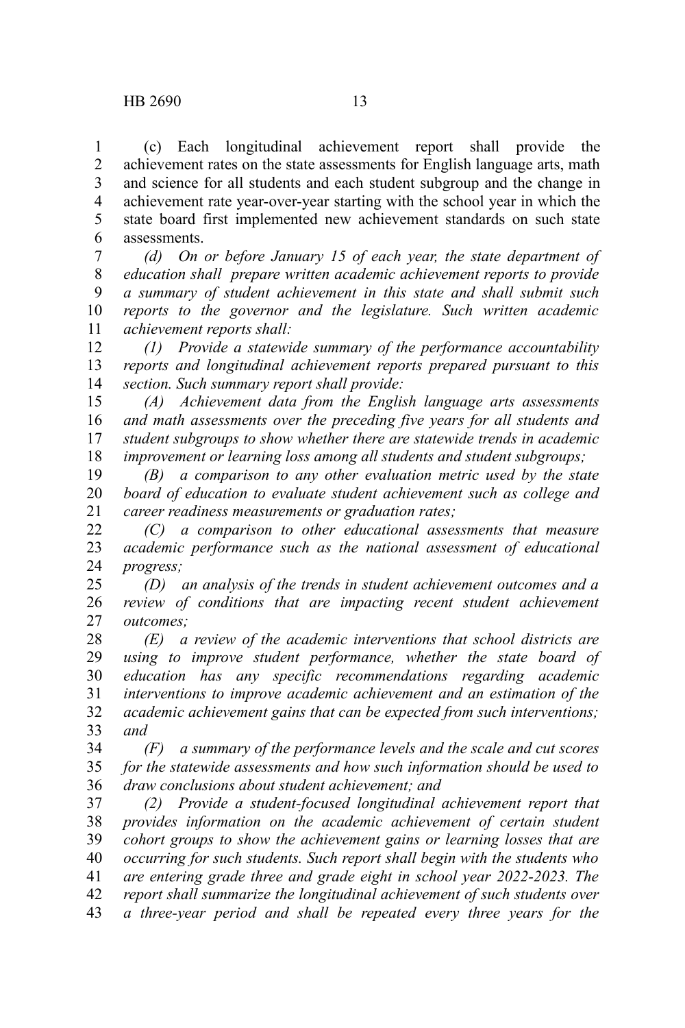(c) Each longitudinal achievement report shall provide the achievement rates on the state assessments for English language arts, math and science for all students and each student subgroup and the change in achievement rate year-over-year starting with the school year in which the state board first implemented new achievement standards on such state assessments.

*(d) On or before January 15 of each year, the state department of education shall prepare written academic achievement reports to provide a summary of student achievement in this state and shall submit such reports to the governor and the legislature. Such written academic achievement reports shall:*

*(1) Provide a statewide summary of the performance accountability reports and longitudinal achievement reports prepared pursuant to this section. Such summary report shall provide:*

*(A) Achievement data from the English language arts assessments and math assessments over the preceding five years for all students and student subgroups to show whether there are statewide trends in academic improvement or learning loss among all students and student subgroups;*

*(B) a comparison to any other evaluation metric used by the state board of education to evaluate student achievement such as college and career readiness measurements or graduation rates;*

*(C) a comparison to other educational assessments that measure academic performance such as the national assessment of educational progress;*

*(D) an analysis of the trends in student achievement outcomes and a review of conditions that are impacting recent student achievement outcomes;*

*(E) a review of the academic interventions that school districts are using to improve student performance, whether the state board of education has any specific recommendations regarding academic interventions to improve academic achievement and an estimation of the academic achievement gains that can be expected from such interventions; and*

*(F) a summary of the performance levels and the scale and cut scores for the statewide assessments and how such information should be used to draw conclusions about student achievement; and*

*(2) Provide a student-focused longitudinal achievement report that provides information on the academic achievement of certain student cohort groups to show the achievement gains or learning losses that are occurring for such students. Such report shall begin with the students who are entering grade three and grade eight in school year 2022-2023. The report shall summarize the longitudinal achievement of such students over a three-year period and shall be repeated every three years for the*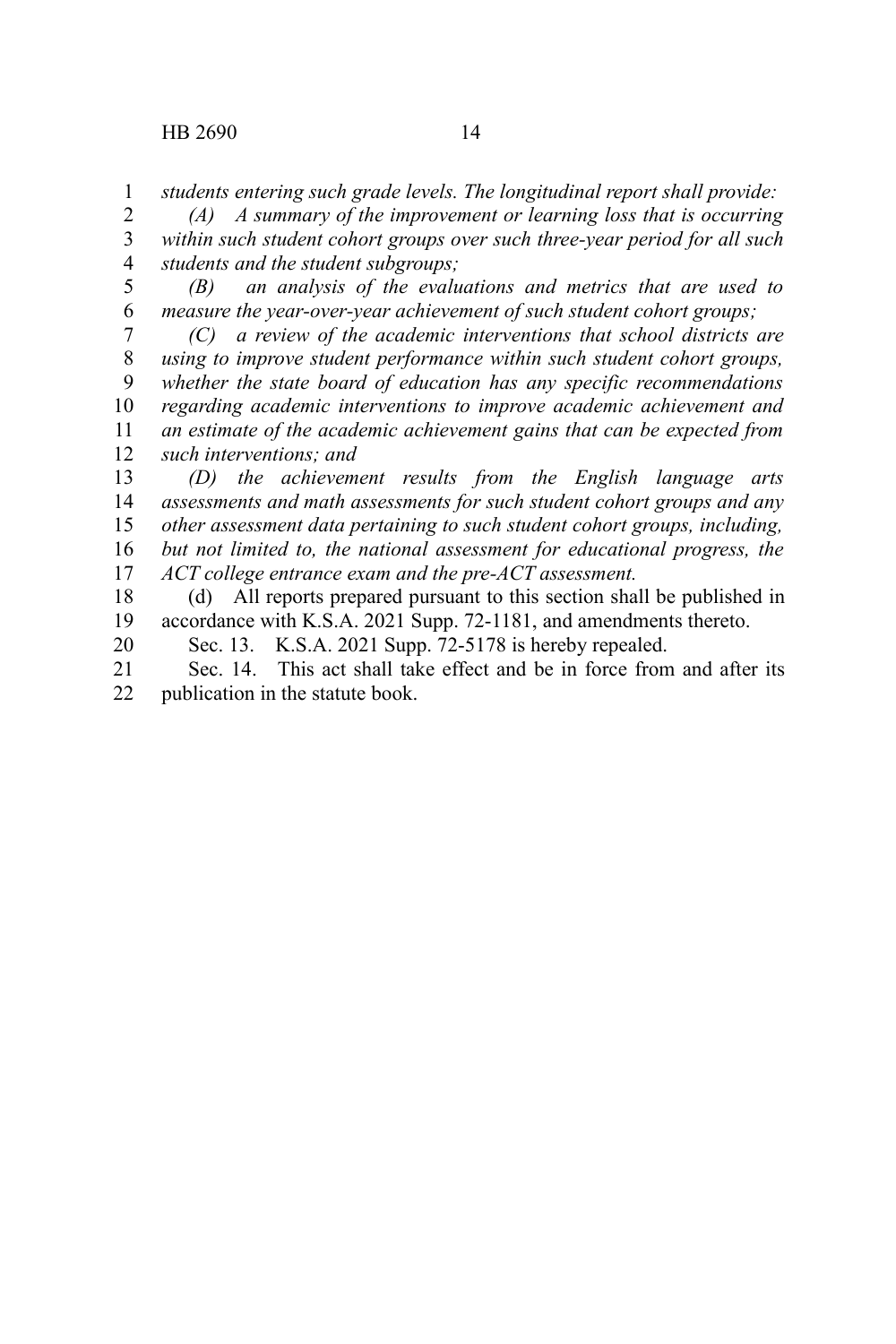*students entering such grade levels. The longitudinal report shall provide:*

*(A) A summary of the improvement or learning loss that is occurring within such student cohort groups over such three-year period for all such students and the student subgroups;*

*(B) an analysis of the evaluations and metrics that are used to measure the year-over-year achievement of such student cohort groups;*

*(C) a review of the academic interventions that school districts are using to improve student performance within such student cohort groups, whether the state board of education has any specific recommendations regarding academic interventions to improve academic achievement and an estimate of the academic achievement gains that can be expected from such interventions; and*

*(D) the achievement results from the English language arts assessments and math assessments for such student cohort groups and any other assessment data pertaining to such student cohort groups, including, but not limited to, the national assessment for educational progress, the ACT college entrance exam and the pre-ACT assessment.*

(d) All reports prepared pursuant to this section shall be published in accordance with K.S.A. 2021 Supp. 72-1181, and amendments thereto.

Sec. 13. K.S.A. 2021 Supp. 72-5178 is hereby repealed.

Sec. 14. This act shall take effect and be in force from and after its publication in the statute book.